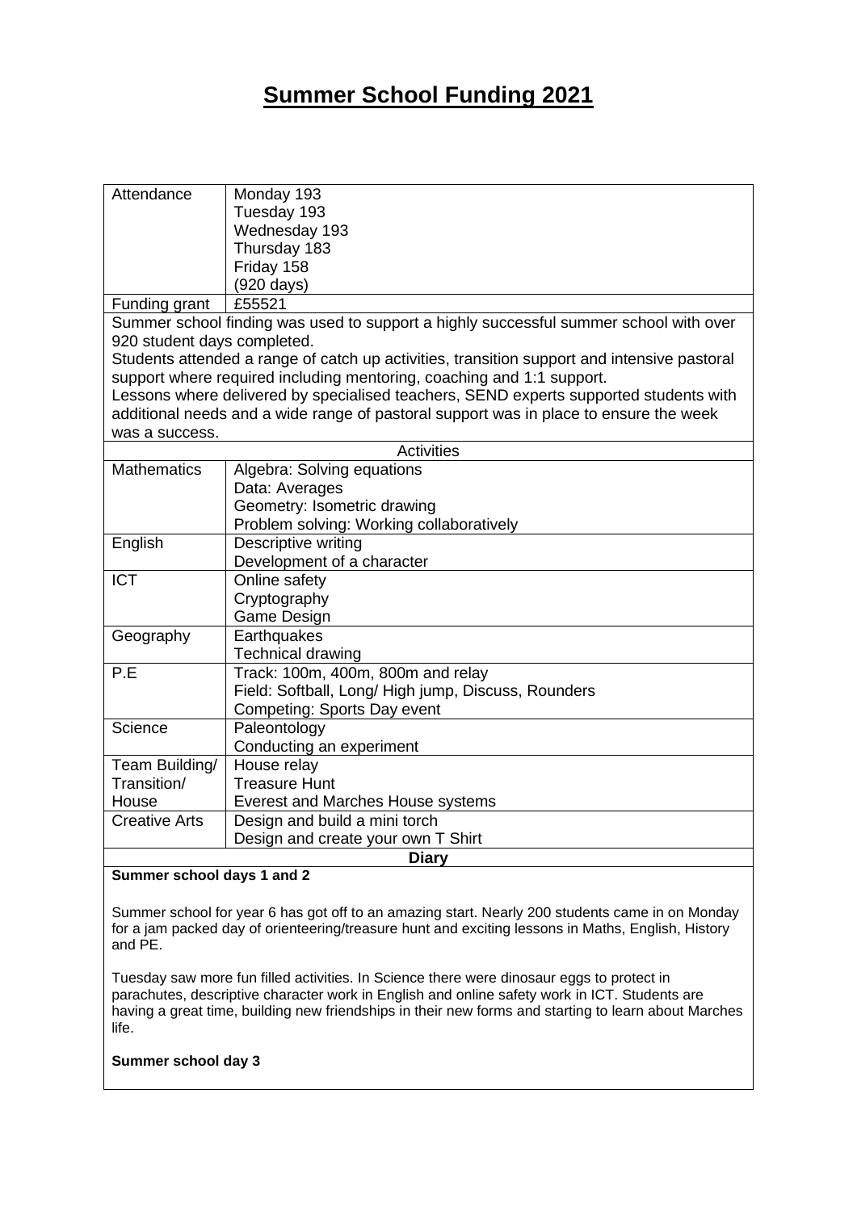# Summer School Funding 2021

| Attendance | Monday 193<br>Tuesday 193<br>Wednesday 193<br>Thursday 183<br>Friday 158<br>(920 days) |
|---|---|
| Funding grant | £55521 |

Summer school finding was used to support a highly successful summer school with over 920 student days completed.
Students attended a range of catch up activities, transition support and intensive pastoral support where required including mentoring, coaching and 1:1 support.
Lessons where delivered by specialised teachers, SEND experts supported students with additional needs and a wide range of pastoral support was in place to ensure the week was a success.

| Activities | |
|---|---|
| Mathematics | Algebra: Solving equations<br>Data: Averages<br>Geometry: Isometric drawing<br>Problem solving: Working collaboratively |
| English | Descriptive writing<br>Development of a character |
| ICT | Online safety<br>Cryptography<br>Game Design |
| Geography | Earthquakes<br>Technical drawing |
| P.E | Track: 100m, 400m, 800m and relay<br>Field: Softball, Long/ High jump, Discuss, Rounders<br>Competing: Sports Day event |
| Science | Paleontology<br>Conducting an experiment |
| Team Building/ Transition/ House | House relay<br>Treasure Hunt<br>Everest and Marches House systems |
| Creative Arts | Design and build a mini torch<br>Design and create your own T Shirt |

**Diary**

**Summer school days 1 and 2**

Summer school for year 6 has got off to an amazing start. Nearly 200 students came in on Monday for a jam packed day of orienteering/treasure hunt and exciting lessons in Maths, English, History and PE.

Tuesday saw more fun filled activities. In Science there were dinosaur eggs to protect in parachutes, descriptive character work in English and online safety work in ICT. Students are having a great time, building new friendships in their new forms and starting to learn about Marches life.

**Summer school day 3**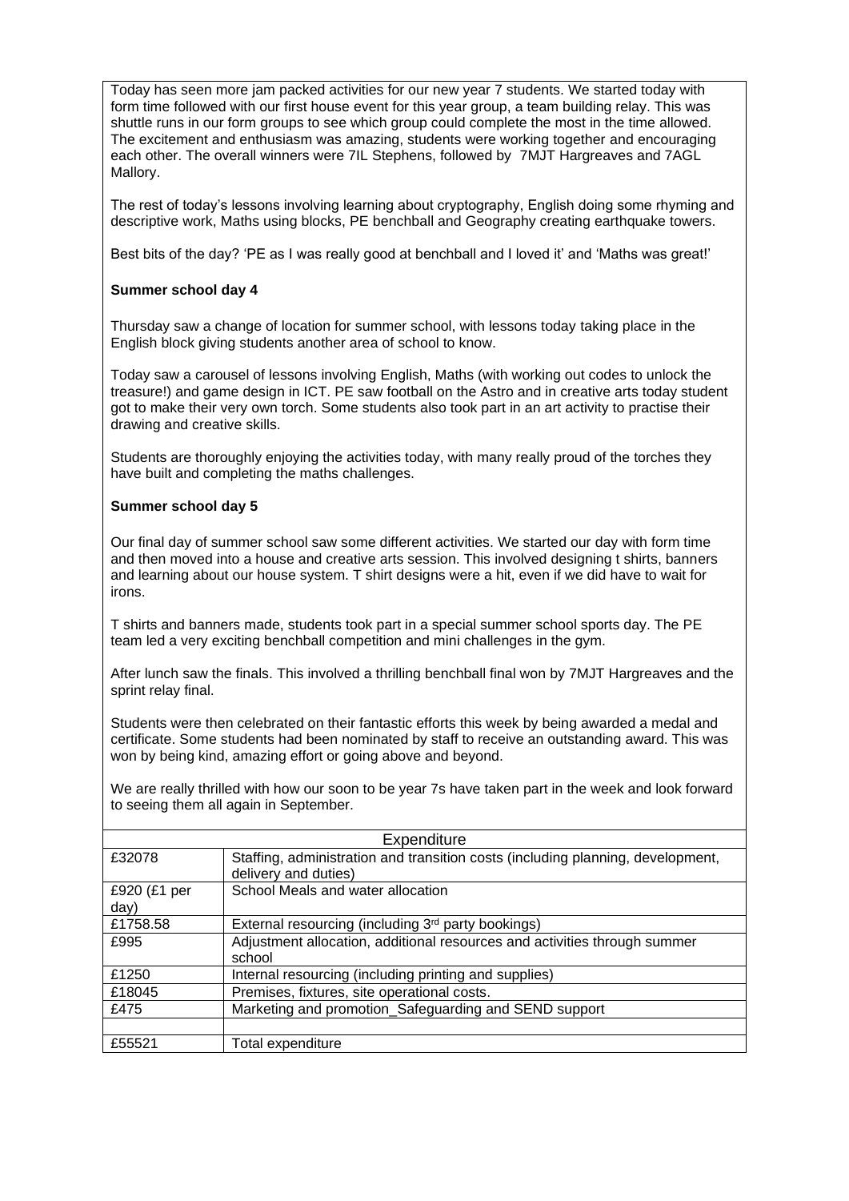Today has seen more jam packed activities for our new year 7 students. We started today with form time followed with our first house event for this year group, a team building relay. This was shuttle runs in our form groups to see which group could complete the most in the time allowed. The excitement and enthusiasm was amazing, students were working together and encouraging each other. The overall winners were 7IL Stephens, followed by 7MJT Hargreaves and 7AGL Mallory.

The rest of today's lessons involving learning about cryptography, English doing some rhyming and descriptive work, Maths using blocks, PE benchball and Geography creating earthquake towers.

Best bits of the day? 'PE as I was really good at benchball and I loved it' and 'Maths was great!'

**Summer school day 4**

Thursday saw a change of location for summer school, with lessons today taking place in the English block giving students another area of school to know.

Today saw a carousel of lessons involving English, Maths (with working out codes to unlock the treasure!) and game design in ICT. PE saw football on the Astro and in creative arts today student got to make their very own torch. Some students also took part in an art activity to practise their drawing and creative skills.

Students are thoroughly enjoying the activities today, with many really proud of the torches they have built and completing the maths challenges.

**Summer school day 5**

Our final day of summer school saw some different activities. We started our day with form time and then moved into a house and creative arts session. This involved designing t shirts, banners and learning about our house system. T shirt designs were a hit, even if we did have to wait for irons.

T shirts and banners made, students took part in a special summer school sports day. The PE team led a very exciting benchball competition and mini challenges in the gym.

After lunch saw the finals. This involved a thrilling benchball final won by 7MJT Hargreaves and the sprint relay final.

Students were then celebrated on their fantastic efforts this week by being awarded a medal and certificate. Some students had been nominated by staff to receive an outstanding award. This was won by being kind, amazing effort or going above and beyond.

We are really thrilled with how our soon to be year 7s have taken part in the week and look forward to seeing them all again in September.

| Expenditure | |
|---|---|
| £32078 | Staffing, administration and transition costs (including planning, development, delivery and duties) |
| £920 (£1 per day) | School Meals and water allocation |
| £1758.58 | External resourcing (including 3rd party bookings) |
| £995 | Adjustment allocation, additional resources and activities through summer school |
| £1250 | Internal resourcing (including printing and supplies) |
| £18045 | Premises, fixtures, site operational costs. |
| £475 | Marketing and promotion_Safeguarding and SEND support |
| | |
| £55521 | Total expenditure |